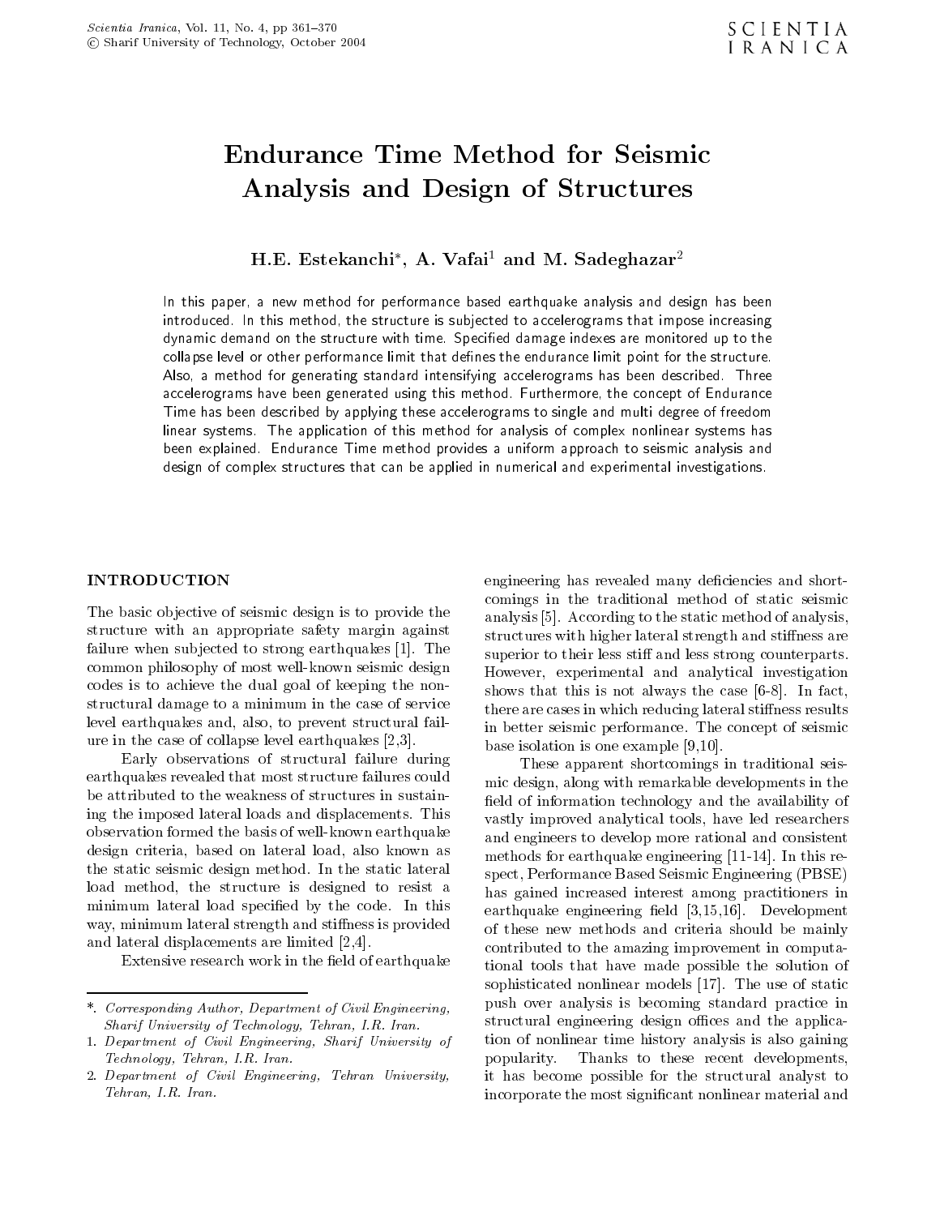# Endurance Time Method for Seismic Analysis and Design of Structures

**H.E. Estekanchi[*], A. Vafai[1] and M. Sadeghazar[2]**

In this paper, a new method for performance based earthquake analysis and design has been introduced. In this method, the structure is subjected to accelerograms that impose increasing dynamic demand on the structure with time. Specified damage indexes are monitored up to the collapse level or other performance limit that defines the endurance limit point for the structure. Also, a method for generating standard intensifying accelerograms has been described. Three accelerograms have been generated using this method. Furthermore, the concept of Endurance Time has been described by applying these accelerograms to single and multi degree of freedom linear systems. The application of this method for analysis of complex nonlinear systems has been explained. Endurance Time method provides a uniform approach to seismic analysis and design of complex structures that can be applied in numerical and experimental investigations.

## INTRODUCTION

The basic objective of seismic design is to provide the structure with an appropriate safety margin against failure when subjected to strong earthquakes [1]. The common philosophy of most well-known seismic design codes is to achieve the dual goal of keeping the non-structural damage to a minimum in the case of service level earthquakes and, also, to prevent structural failure in the case of collapse level earthquakes [2,3].

Early observations of structural failure during earthquakes revealed that most structure failures could be attributed to the weakness of structures in sustaining the imposed lateral loads and displacements. This observation formed the basis of well-known earthquake design criteria, based on lateral load, also known as the static seismic design method. In the static lateral load method, the structure is designed to resist a minimum lateral load specified by the code. In this way, minimum lateral strength and stiffness is provided and lateral displacements are limited [2,4].

Extensive research work in the field of earthquake engineering has revealed many deficiencies and shortcomings in the traditional method of static seismic analysis [5]. According to the static method of analysis, structures with higher lateral strength and stiffness are superior to their less stiff and less strong counterparts. However, experimental and analytical investigation shows that this is not always the case [6-8]. In fact, there are cases in which reducing lateral stiffness results in better seismic performance. The concept of seismic base isolation is one example [9,10].

These apparent shortcomings in traditional seismic design, along with remarkable developments in the field of information technology and the availability of vastly improved analytical tools, have led researchers and engineers to develop more rational and consistent methods for earthquake engineering [11-14]. In this respect, Performance Based Seismic Engineering (PBSE) has gained increased interest among practitioners in earthquake engineering field [3,15,16]. Development of these new methods and criteria should be mainly contributed to the amazing improvement in computational tools that have made possible the solution of sophisticated nonlinear models [17]. The use of static push over analysis is becoming standard practice in structural engineering design offices and the application of nonlinear time history analysis is also gaining popularity. Thanks to these recent developments, it has become possible for the structural analyst to incorporate the most significant nonlinear material and

---

*. *Corresponding Author, Department of Civil Engineering, Sharif University of Technology, Tehran, I.R. Iran.*

1. *Department of Civil Engineering, Sharif University of Technology, Tehran, I.R. Iran.*

2. *Department of Civil Engineering, Tehran University, Tehran, I.R. Iran.*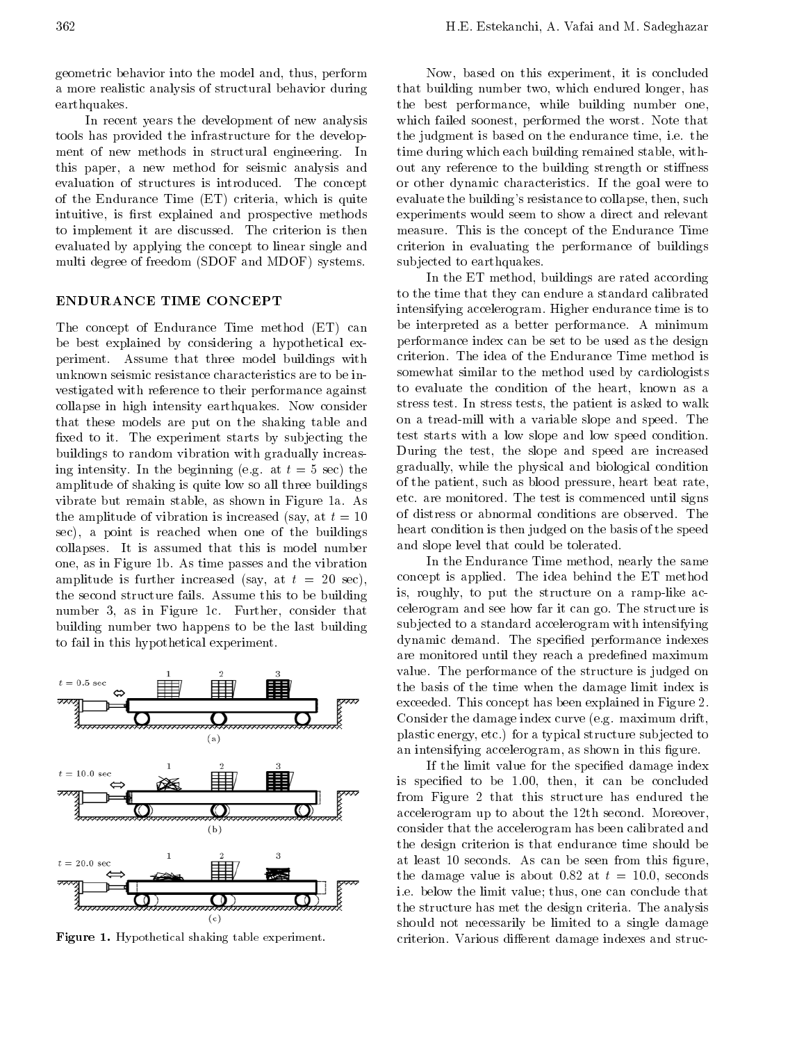geometric behavior into the model and, thus, perform a more realistic analysis of structural behavior during earthquakes.

In recent years the development of new analysis tools has provided the infrastructure for the development of new methods in structural engineering. In this paper, a new method for seismic analysis and evaluation of structures is introduced. The concept of the Endurance Time (ET) criteria, which is quite intuitive, is first explained and prospective methods to implement it are discussed. The criterion is then evaluated by applying the concept to linear single and multi degree of freedom (SDOF and MDOF) systems.

## ENDURANCE TIME CONCEPT

The concept of Endurance Time method (ET) can be best explained by considering a hypothetical experiment. Assume that three model buildings with unknown seismic resistance characteristics are to be investigated with reference to their performance against collapse in high intensity earthquakes. Now consider that these models are put on the shaking table and fixed to it. The experiment starts by subjecting the buildings to random vibration with gradually increasing intensity. In the beginning (e.g. at $t = 5$ sec) the amplitude of shaking is quite low so all three buildings vibrate but remain stable, as shown in Figure 1a. As the amplitude of vibration is increased (say, at $t = 10$ sec), a point is reached when one of the buildings collapses. It is assumed that this is model number one, as in Figure 1b. As time passes and the vibration amplitude is further increased (say, at $t = 20$ sec), the second structure fails. Assume this to be building number 3, as in Figure 1c. Further, consider that building number two happens to be the last building to fail in this hypothetical experiment.

Figure 1. Hypothetical shaking table experiment.

Now, based on this experiment, it is concluded that building number two, which endured longer, has the best performance, while building number one, which failed soonest, performed the worst. Note that the judgment is based on the endurance time, i.e. the time during which each building remained stable, without any reference to the building strength or stiffness or other dynamic characteristics. If the goal were to evaluate the building's resistance to collapse, then, such experiments would seem to show a direct and relevant measure. This is the concept of the Endurance Time criterion in evaluating the performance of buildings subjected to earthquakes.

In the ET method, buildings are rated according to the time that they can endure a standard calibrated intensifying accelerogram. Higher endurance time is to be interpreted as a better performance. A minimum performance index can be set to be used as the design criterion. The idea of the Endurance Time method is somewhat similar to the method used by cardiologists to evaluate the condition of the heart, known as a stress test. In stress tests, the patient is asked to walk on a tread-mill with a variable slope and speed. The test starts with a low slope and low speed condition. During the test, the slope and speed are increased gradually, while the physical and biological condition of the patient, such as blood pressure, heart beat rate, etc. are monitored. The test is commenced until signs of distress or abnormal conditions are observed. The heart condition is then judged on the basis of the speed and slope level that could be tolerated.

In the Endurance Time method, nearly the same concept is applied. The idea behind the ET method is, roughly, to put the structure on a ramp-like accelerogram and see how far it can go. The structure is subjected to a standard accelerogram with intensifying dynamic demand. The specified performance indexes are monitored until they reach a predefined maximum value. The performance of the structure is judged on the basis of the time when the damage limit index is exceeded. This concept has been explained in Figure 2. Consider the damage index curve (e.g. maximum drift, plastic energy, etc.) for a typical structure subjected to an intensifying accelerogram, as shown in this figure.

If the limit value for the specified damage index is specified to be 1.00, then, it can be concluded from Figure 2 that this structure has endured the accelerogram up to about the 12th second. Moreover, consider that the accelerogram has been calibrated and the design criterion is that endurance time should be at least 10 seconds. As can be seen from this figure, the damage value is about 0.82 at $t = 10.0$, seconds i.e. below the limit value; thus, one can conclude that the structure has met the design criteria. The analysis should not necessarily be limited to a single damage criterion. Various different damage indexes and struc-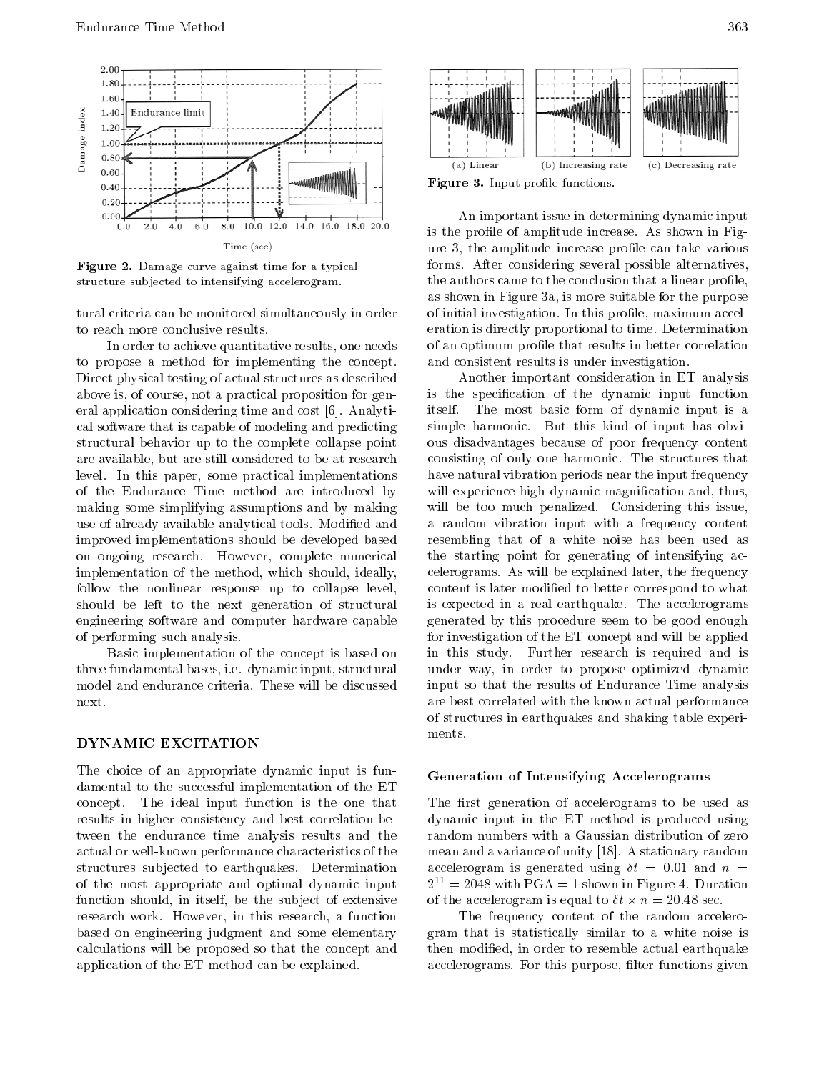Figure 2. Damage curve against time for a typical structure subjected to intensifying accelerogram.

tural criteria can be monitored simultaneously in order to reach more conclusive results.

In order to achieve quantitative results, one needs to propose a method for implementing the concept. Direct physical testing of actual structures as described above is, of course, not a practical proposition for general application considering time and cost [6]. Analytical software that is capable of modeling and predicting structural behavior up to the complete collapse point are available, but are still considered to be at research level. In this paper, some practical implementations of the Endurance Time method are introduced by making some simplifying assumptions and by making use of already available analytical tools. Modified and improved implementations should be developed based on ongoing research. However, complete numerical implementation of the method, which should, ideally, follow the nonlinear response up to collapse level, should be left to the next generation of structural engineering software and computer hardware capable of performing such analysis.

Basic implementation of the concept is based on three fundamental bases, i.e. dynamic input, structural model and endurance criteria. These will be discussed next.

## DYNAMIC EXCITATION

The choice of an appropriate dynamic input is fundamental to the successful implementation of the ET concept. The ideal input function is the one that results in higher consistency and best correlation between the endurance time analysis results and the actual or well-known performance characteristics of the structures subjected to earthquakes. Determination of the most appropriate and optimal dynamic input function should, in itself, be the subject of extensive research work. However, in this research, a function based on engineering judgment and some elementary calculations will be proposed so that the concept and application of the ET method can be explained.

Figure 3. Input profile functions.

An important issue in determining dynamic input is the profile of amplitude increase. As shown in Figure 3, the amplitude increase profile can take various forms. After considering several possible alternatives, the authors came to the conclusion that a linear profile, as shown in Figure 3a, is more suitable for the purpose of initial investigation. In this profile, maximum acceleration is directly proportional to time. Determination of an optimum profile that results in better correlation and consistent results is under investigation.

Another important consideration in ET analysis is the specification of the dynamic input function itself. The most basic form of dynamic input is a simple harmonic. But this kind of input has obvious disadvantages because of poor frequency content consisting of only one harmonic. The structures that have natural vibration periods near the input frequency will experience high dynamic magnification and, thus, will be too much penalized. Considering this issue, a random vibration input with a frequency content resembling that of a white noise has been used as the starting point for generating of intensifying accelerograms. As will be explained later, the frequency content is later modified to better correspond to what is expected in a real earthquake. The accelerograms generated by this procedure seem to be good enough for investigation of the ET concept and will be applied in this study. Further research is required and is under way, in order to propose optimized dynamic input so that the results of Endurance Time analysis are best correlated with the known actual performance of structures in earthquakes and shaking table experiments.

### Generation of Intensifying Accelerograms

The first generation of accelerograms to be used as dynamic input in the ET method is produced using random numbers with a Gaussian distribution of zero mean and a variance of unity [18]. A stationary random accelerogram is generated using $\delta t = 0.01$ and $n = 2^{11} = 2048$ with PGA = 1 shown in Figure 4. Duration of the accelerogram is equal to $\delta t \times n = 20.48$ sec.

The frequency content of the random accelerogram that is statistically similar to a white noise is then modified, in order to resemble actual earthquake accelerograms. For this purpose, filter functions given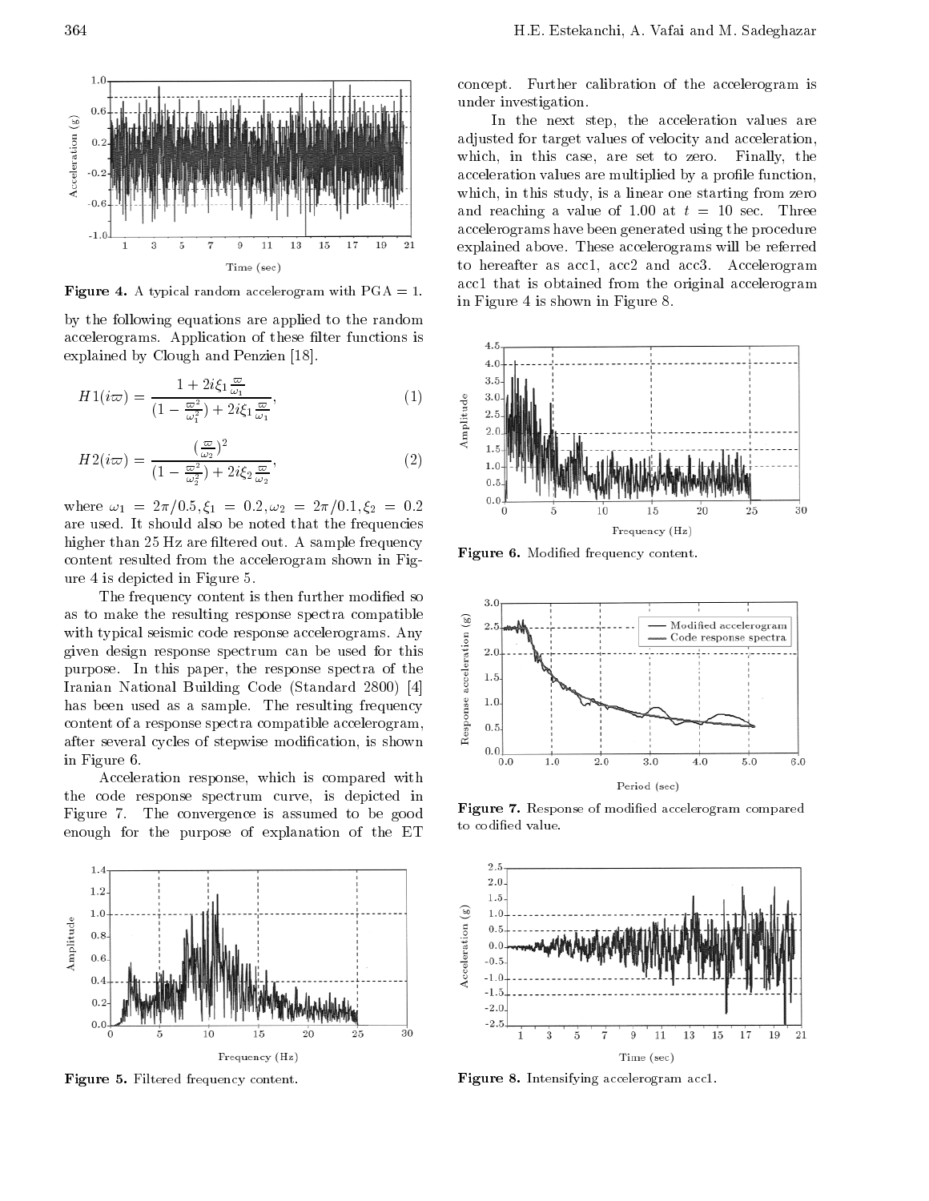Figure 4. A typical random accelerogram with PGA = 1.

by the following equations are applied to the random accelerograms. Application of these filter functions is explained by Clough and Penzien [18].

$$H1(i\varpi) = \frac{1 + 2i\xi_1 \frac{\varpi}{\omega_1}}{(1 - \frac{\varpi^2}{\omega_1^2}) + 2i\xi_1 \frac{\varpi}{\omega_1}}, \tag{1}$$

$$H2(i\varpi) = \frac{(\frac{\varpi}{\omega_2})^2}{(1 - \frac{\varpi^2}{\omega_2^2}) + 2i\xi_2 \frac{\varpi}{\omega_2}}, \tag{2}$$

where $\omega_1 = 2\pi/0.5, \xi_1 = 0.2, \omega_2 = 2\pi/0.1, \xi_2 = 0.2$ are used. It should also be noted that the frequencies higher than 25 Hz are filtered out. A sample frequency content resulted from the accelerogram shown in Figure 4 is depicted in Figure 5.

The frequency content is then further modified so as to make the resulting response spectra compatible with typical seismic code response accelerograms. Any given design response spectrum can be used for this purpose. In this paper, the response spectra of the Iranian National Building Code (Standard 2800) [4] has been used as a sample. The resulting frequency content of a response spectra compatible accelerogram, after several cycles of stepwise modification, is shown in Figure 6.

Acceleration response, which is compared with the code response spectrum curve, is depicted in Figure 7. The convergence is assumed to be good enough for the purpose of explanation of the ET concept. Further calibration of the accelerogram is under investigation.

In the next step, the acceleration values are adjusted for target values of velocity and acceleration, which, in this case, are set to zero. Finally, the acceleration values are multiplied by a profile function, which, in this study, is a linear one starting from zero and reaching a value of 1.00 at $t = 10$ sec. Three accelerograms have been generated using the procedure explained above. These accelerograms will be referred to hereafter as acc1, acc2 and acc3. Accelerogram acc1 that is obtained from the original accelerogram in Figure 4 is shown in Figure 8.

Figure 5. Filtered frequency content.

Figure 6. Modified frequency content.

Figure 7. Response of modified accelerogram compared to codified value.

Figure 8. Intensifying accelerogram acc1.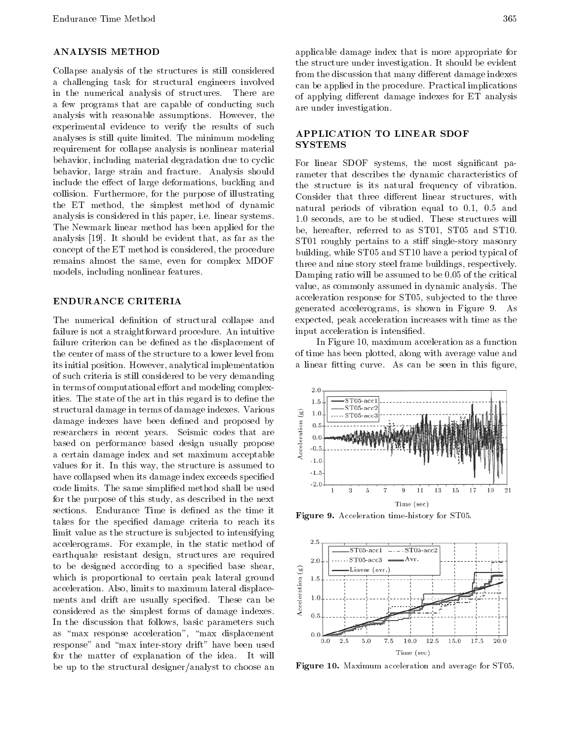## ANALYSIS METHOD

Collapse analysis of the structures is still considered a challenging task for structural engineers involved in the numerical analysis of structures. There are a few programs that are capable of conducting such analysis with reasonable assumptions. However, the experimental evidence to verify the results of such analyses is still quite limited. The minimum modeling requirement for collapse analysis is nonlinear material behavior, including material degradation due to cyclic behavior, large strain and fracture. Analysis should include the effect of large deformations, buckling and collision. Furthermore, for the purpose of illustrating the ET method, the simplest method of dynamic analysis is considered in this paper, i.e. linear systems. The Newmark linear method has been applied for the analysis [19]. It should be evident that, as far as the concept of the ET method is considered, the procedure remains almost the same, even for complex MDOF models, including nonlinear features.

## ENDURANCE CRITERIA

The numerical definition of structural collapse and failure is not a straightforward procedure. An intuitive failure criterion can be defined as the displacement of the center of mass of the structure to a lower level from its initial position. However, analytical implementation of such criteria is still considered to be very demanding in terms of computational effort and modeling complexities. The state of the art in this regard is to define the structural damage in terms of damage indexes. Various damage indexes have been defined and proposed by researchers in recent years. Seismic codes that are based on performance based design usually propose a certain damage index and set maximum acceptable values for it. In this way, the structure is assumed to have collapsed when its damage index exceeds specified code limits. The same simplified method shall be used for the purpose of this study, as described in the next sections. Endurance Time is defined as the time it takes for the specified damage criteria to reach its limit value as the structure is subjected to intensifying accelerograms. For example, in the static method of earthquake resistant design, structures are required to be designed according to a specified base shear, which is proportional to certain peak lateral ground acceleration. Also, limits to maximum lateral displacements and drift are usually specified. These can be considered as the simplest forms of damage indexes. In the discussion that follows, basic parameters such as "max response acceleration", "max displacement response" and "max inter-story drift" have been used for the matter of explanation of the idea. It will be up to the structural designer/analyst to choose an applicable damage index that is more appropriate for the structure under investigation. It should be evident from the discussion that many different damage indexes can be applied in the procedure. Practical implications of applying different damage indexes for ET analysis are under investigation.

## APPLICATION TO LINEAR SDOF SYSTEMS

For linear SDOF systems, the most significant parameter that describes the dynamic characteristics of the structure is its natural frequency of vibration. Consider that three different linear structures, with natural periods of vibration equal to 0.1, 0.5 and 1.0 seconds, are to be studied. These structures will be, hereafter, referred to as ST01, ST05 and ST10. ST01 roughly pertains to a stiff single-story masonry building, while ST05 and ST10 have a period typical of three and nine story steel frame buildings, respectively. Damping ratio will be assumed to be 0.05 of the critical value, as commonly assumed in dynamic analysis. The acceleration response for ST05, subjected to the three generated accelerograms, is shown in Figure 9. As expected, peak acceleration increases with time as the input acceleration is intensified.

In Figure 10, maximum acceleration as a function of time has been plotted, along with average value and a linear fitting curve. As can be seen in this figure,

**Figure 9.** Acceleration time-history for ST05.

**Figure 10.** Maximum acceleration and average for ST05.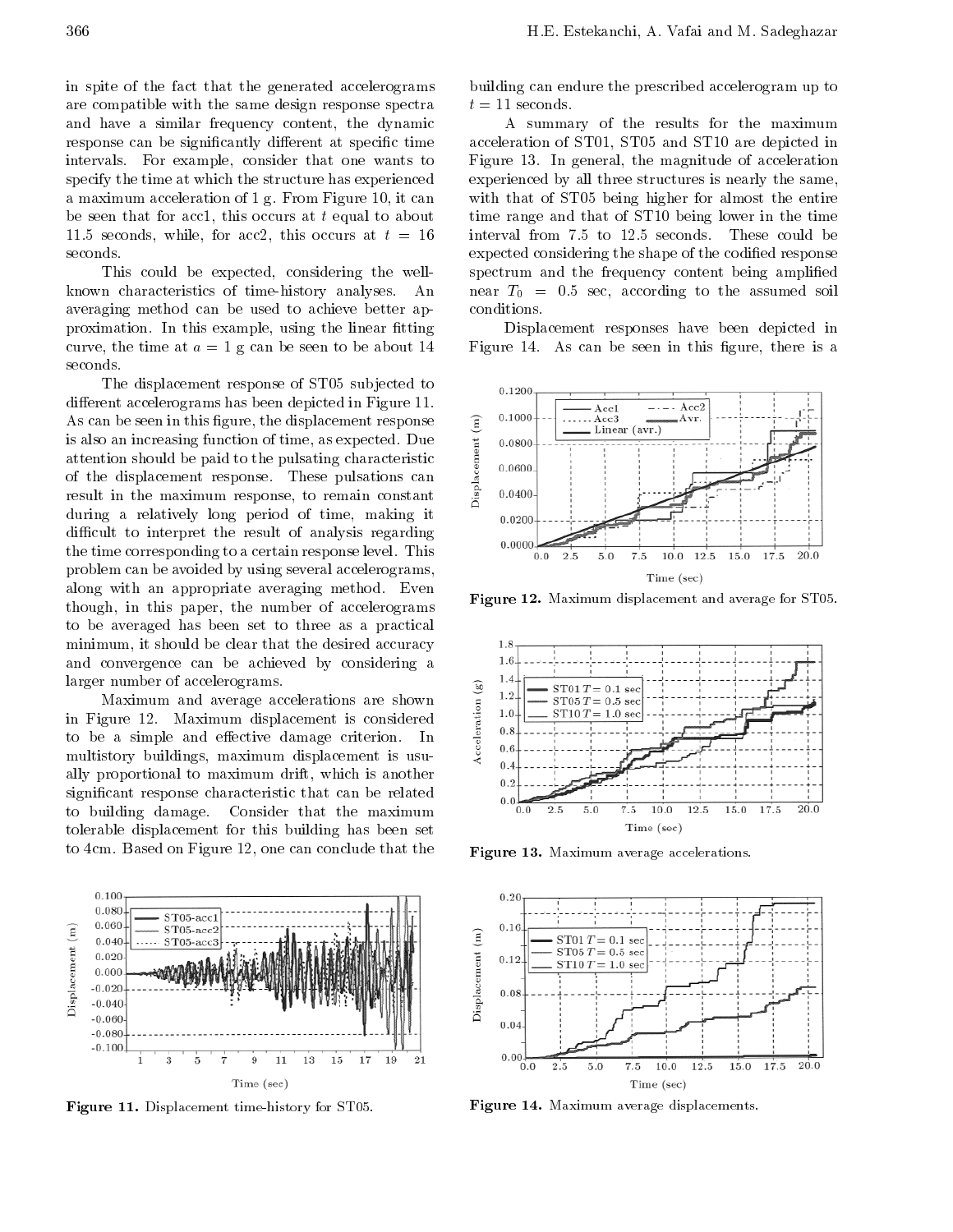in spite of the fact that the generated accelerograms are compatible with the same design response spectra and have a similar frequency content, the dynamic response can be significantly different at specific time intervals. For example, consider that one wants to specify the time at which the structure has experienced a maximum acceleration of 1 g. From Figure 10, it can be seen that for acc1, this occurs at $t$ equal to about 11.5 seconds, while, for acc2, this occurs at $t = 16$ seconds.

This could be expected, considering the well-known characteristics of time-history analyses. An averaging method can be used to achieve better approximation. In this example, using the linear fitting curve, the time at $a = 1$ g can be seen to be about 14 seconds.

The displacement response of ST05 subjected to different accelerograms has been depicted in Figure 11. As can be seen in this figure, the displacement response is also an increasing function of time, as expected. Due attention should be paid to the pulsating characteristic of the displacement response. These pulsations can result in the maximum response, to remain constant during a relatively long period of time, making it difficult to interpret the result of analysis regarding the time corresponding to a certain response level. This problem can be avoided by using several accelerograms, along with an appropriate averaging method. Even though, in this paper, the number of accelerograms to be averaged has been set to three as a practical minimum, it should be clear that the desired accuracy and convergence can be achieved by considering a larger number of accelerograms.

Maximum and average accelerations are shown in Figure 12. Maximum displacement is considered to be a simple and effective damage criterion. In multistory buildings, maximum displacement is usually proportional to maximum drift, which is another significant response characteristic that can be related to building damage. Consider that the maximum tolerable displacement for this building has been set to 4cm. Based on Figure 12, one can conclude that the building can endure the prescribed accelerogram up to $t = 11$ seconds.

Figure 11. Displacement time-history for ST05.

A summary of the results for the maximum acceleration of ST01, ST05 and ST10 are depicted in Figure 13. In general, the magnitude of acceleration experienced by all three structures is nearly the same, with that of ST05 being higher for almost the entire time range and that of ST10 being lower in the time interval from 7.5 to 12.5 seconds. These could be expected considering the shape of the codified response spectrum and the frequency content being amplified near $T_0 = 0.5$ sec, according to the assumed soil conditions.

Displacement responses have been depicted in Figure 14. As can be seen in this figure, there is a

Figure 12. Maximum displacement and average for ST05.

Figure 13. Maximum average accelerations.

Figure 14. Maximum average displacements.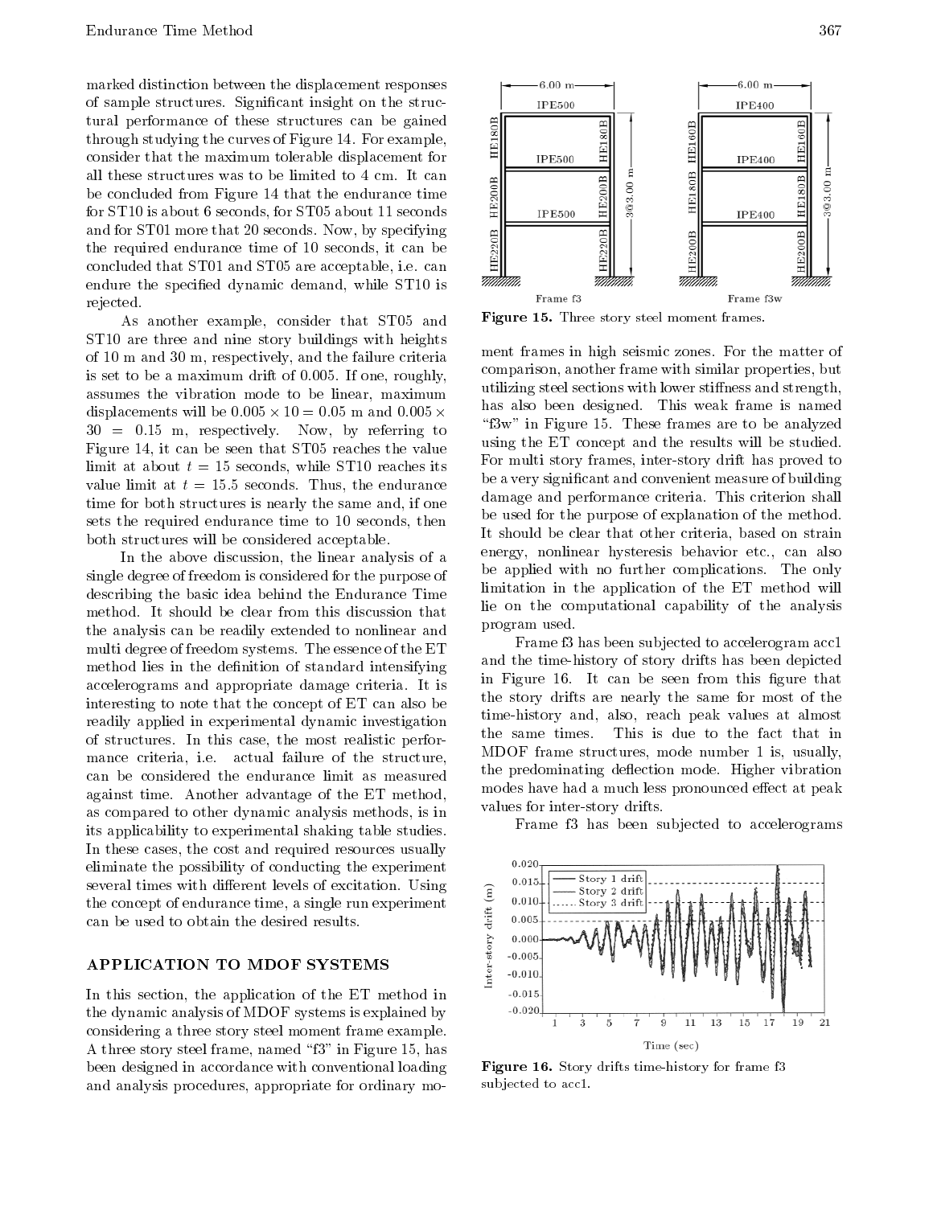marked distinction between the displacement responses of sample structures. Significant insight on the structural performance of these structures can be gained through studying the curves of Figure 14. For example, consider that the maximum tolerable displacement for all these structures was to be limited to 4 cm. It can be concluded from Figure 14 that the endurance time for ST10 is about 6 seconds, for ST05 about 11 seconds and for ST01 more that 20 seconds. Now, by specifying the required endurance time of 10 seconds, it can be concluded that ST01 and ST05 are acceptable, i.e. can endure the specified dynamic demand, while ST10 is rejected.

As another example, consider that ST05 and ST10 are three and nine story buildings with heights of 10 m and 30 m, respectively, and the failure criteria is set to be a maximum drift of 0.005. If one, roughly, assumes the vibration mode to be linear, maximum displacements will be $0.005 \times 10 = 0.05$ m and $0.005 \times 30 = 0.15$ m, respectively. Now, by referring to Figure 14, it can be seen that ST05 reaches the value limit at about $t = 15$ seconds, while ST10 reaches its value limit at $t = 15.5$ seconds. Thus, the endurance time for both structures is nearly the same and, if one sets the required endurance time to 10 seconds, then both structures will be considered acceptable.

In the above discussion, the linear analysis of a single degree of freedom is considered for the purpose of describing the basic idea behind the Endurance Time method. It should be clear from this discussion that the analysis can be readily extended to nonlinear and multi degree of freedom systems. The essence of the ET method lies in the definition of standard intensifying accelerograms and appropriate damage criteria. It is interesting to note that the concept of ET can also be readily applied in experimental dynamic investigation of structures. In this case, the most realistic performance criteria, i.e. actual failure of the structure, can be considered the endurance limit as measured against time. Another advantage of the ET method, as compared to other dynamic analysis methods, is in its applicability to experimental shaking table studies. In these cases, the cost and required resources usually eliminate the possibility of conducting the experiment several times with different levels of excitation. Using the concept of endurance time, a single run experiment can be used to obtain the desired results.

## APPLICATION TO MDOF SYSTEMS

In this section, the application of the ET method in the dynamic analysis of MDOF systems is explained by considering a three story steel moment frame example. A three story steel frame, named "f3" in Figure 15, has been designed in accordance with conventional loading and analysis procedures, appropriate for ordinary moment frames in high seismic zones. For the matter of comparison, another frame with similar properties, but utilizing steel sections with lower stiffness and strength, has also been designed. This weak frame is named "f3w" in Figure 15. These frames are to be analyzed using the ET concept and the results will be studied. For multi story frames, inter-story drift has proved to be a very significant and convenient measure of building damage and performance criteria. This criterion shall be used for the purpose of explanation of the method. It should be clear that other criteria, based on strain energy, nonlinear hysteresis behavior etc., can also be applied with no further complications. The only limitation in the application of the ET method will lie on the computational capability of the analysis program used.

**Figure 15.** Three story steel moment frames.

Frame f3 has been subjected to accelerogram acc1 and the time-history of story drifts has been depicted in Figure 16. It can be seen from this figure that the story drifts are nearly the same for most of the time-history and, also, reach peak values at almost the same times. This is due to the fact that in MDOF frame structures, mode number 1 is, usually, the predominating deflection mode. Higher vibration modes have had a much less pronounced effect at peak values for inter-story drifts.

Frame f3 has been subjected to accelerograms

**Figure 16.** Story drifts time-history for frame f3 subjected to acc1.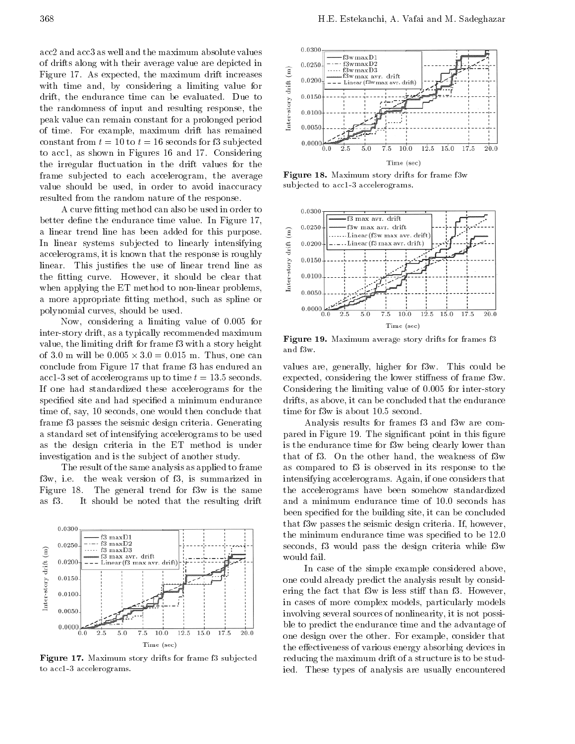acc2 and acc3 as well and the maximum absolute values of drifts along with their average value are depicted in Figure 17. As expected, the maximum drift increases with time and, by considering a limiting value for drift, the endurance time can be evaluated. Due to the randomness of input and resulting response, the peak value can remain constant for a prolonged period of time. For example, maximum drift has remained constant from $t = 10$ to $t = 16$ seconds for f3 subjected to acc1, as shown in Figures 16 and 17. Considering the irregular fluctuation in the drift values for the frame subjected to each accelerogram, the average value should be used, in order to avoid inaccuracy resulted from the random nature of the response.

A curve fitting method can also be used in order to better define the endurance time value. In Figure 17, a linear trend line has been added for this purpose. In linear systems subjected to linearly intensifying accelerograms, it is known that the response is roughly linear. This justifies the use of linear trend line as the fitting curve. However, it should be clear that when applying the ET method to non-linear problems, a more appropriate fitting method, such as spline or polynomial curves, should be used.

Now, considering a limiting value of 0.005 for inter-story drift, as a typically recommended maximum value, the limiting drift for frame f3 with a story height of 3.0 m will be $0.005 \times 3.0 = 0.015$ m. Thus, one can conclude from Figure 17 that frame f3 has endured an acc1-3 set of accelerograms up to time $t = 13.5$ seconds. If one had standardized these accelerograms for the specified site and had specified a minimum endurance time of, say, 10 seconds, one would then conclude that frame f3 passes the seismic design criteria. Generating a standard set of intensifying accelerograms to be used as the design criteria in the ET method is under investigation and is the subject of another study.

The result of the same analysis as applied to frame f3w, i.e. the weak version of f3, is summarized in Figure 18. The general trend for f3w is the same as f3. It should be noted that the resulting drift values are, generally, higher for f3w. This could be expected, considering the lower stiffness of frame f3w. Considering the limiting value of 0.005 for inter-story drifts, as above, it can be concluded that the endurance time for f3w is about 10.5 second.

Figure 17. Maximum story drifts for frame f3 subjected to acc1-3 accelerograms.

Figure 18. Maximum story drifts for frame f3w subjected to acc1-3 accelerograms.

Figure 19. Maximum average story drifts for frames f3 and f3w.

Analysis results for frames f3 and f3w are compared in Figure 19. The significant point in this figure is the endurance time for f3w being clearly lower than that of f3. On the other hand, the weakness of f3w as compared to f3 is observed in its response to the intensifying accelerograms. Again, if one considers that the accelerograms have been somehow standardized and a minimum endurance time of 10.0 seconds has been specified for the building site, it can be concluded that f3w passes the seismic design criteria. If, however, the minimum endurance time was specified to be 12.0 seconds, f3 would pass the design criteria while f3w would fail.

In case of the simple example considered above, one could already predict the analysis result by considering the fact that f3w is less stiff than f3. However, in cases of more complex models, particularly models involving several sources of nonlinearity, it is not possible to predict the endurance time and the advantage of one design over the other. For example, consider that the effectiveness of various energy absorbing devices in reducing the maximum drift of a structure is to be studied. These types of analysis are usually encountered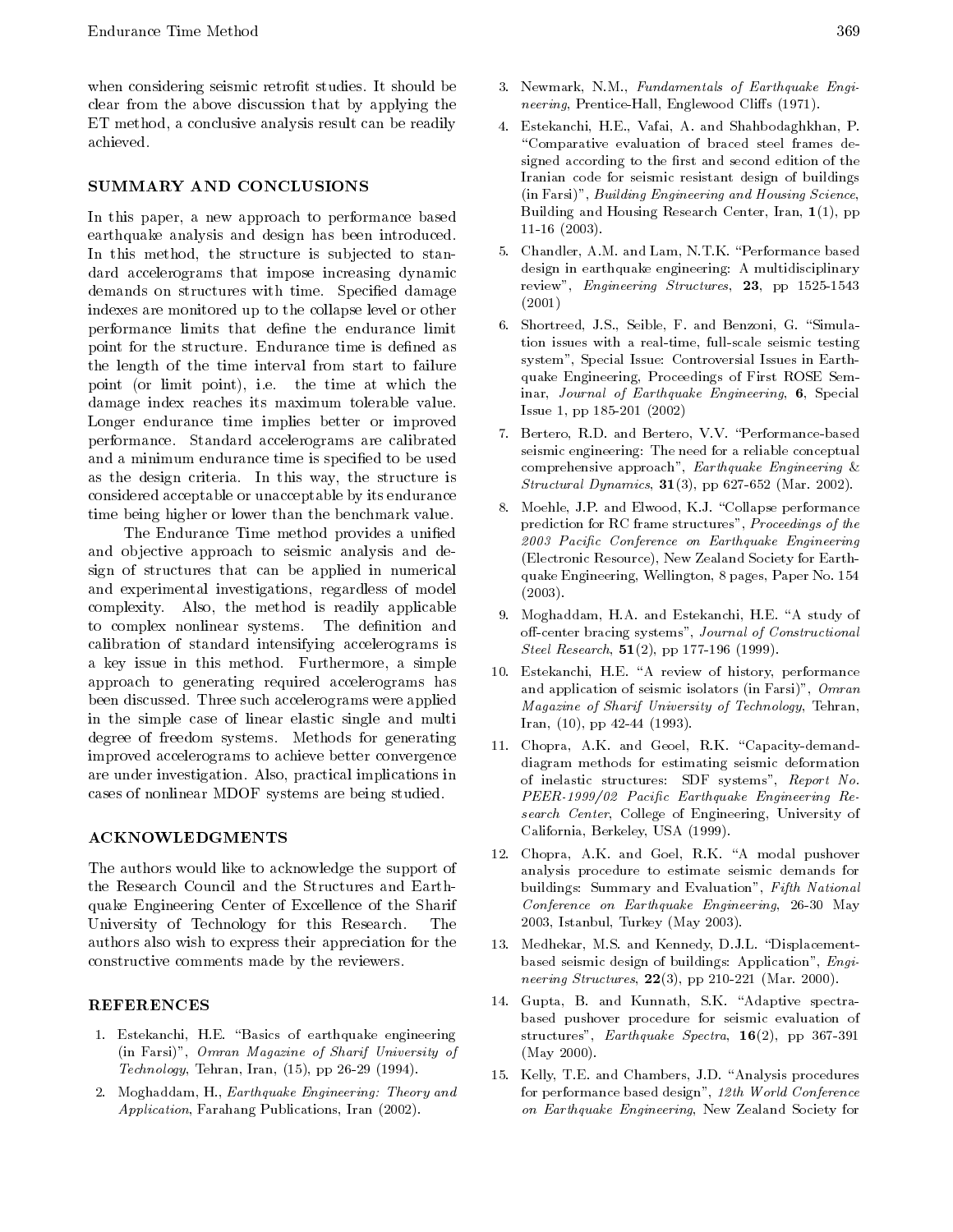when considering seismic retrofit studies. It should be clear from the above discussion that by applying the ET method, a conclusive analysis result can be readily achieved.

## SUMMARY AND CONCLUSIONS

In this paper, a new approach to performance based earthquake analysis and design has been introduced. In this method, the structure is subjected to standard accelerograms that impose increasing dynamic demands on structures with time. Specified damage indexes are monitored up to the collapse level or other performance limits that define the endurance limit point for the structure. Endurance time is defined as the length of the time interval from start to failure point (or limit point), i.e. the time at which the damage index reaches its maximum tolerable value. Longer endurance time implies better or improved performance. Standard accelerograms are calibrated and a minimum endurance time is specified to be used as the design criteria. In this way, the structure is considered acceptable or unacceptable by its endurance time being higher or lower than the benchmark value.

The Endurance Time method provides a unified and objective approach to seismic analysis and design of structures that can be applied in numerical and experimental investigations, regardless of model complexity. Also, the method is readily applicable to complex nonlinear systems. The definition and calibration of standard intensifying accelerograms is a key issue in this method. Furthermore, a simple approach to generating required accelerograms has been discussed. Three such accelerograms were applied in the simple case of linear elastic single and multi degree of freedom systems. Methods for generating improved accelerograms to achieve better convergence are under investigation. Also, practical implications in cases of nonlinear MDOF systems are being studied.

## ACKNOWLEDGMENTS

The authors would like to acknowledge the support of the Research Council and the Structures and Earthquake Engineering Center of Excellence of the Sharif University of Technology for this Research. The authors also wish to express their appreciation for the constructive comments made by the reviewers.

## REFERENCES

1. Estekanchi, H.E. "Basics of earthquake engineering (in Farsi)", *Omran Magazine of Sharif University of Technology*, Tehran, Iran, (15), pp 26-29 (1994).
2. Moghaddam, H., *Earthquake Engineering: Theory and Application*, Farahang Publications, Iran (2002).
3. Newmark, N.M., *Fundamentals of Earthquake Engineering*, Prentice-Hall, Englewood Cliffs (1971).
4. Estekanchi, H.E., Vafai, A. and Shahbodaghkhan, P. "Comparative evaluation of braced steel frames designed according to the first and second edition of the Iranian code for seismic resistant design of buildings (in Farsi)", *Building Engineering and Housing Science*, Building and Housing Research Center, Iran, **1**(1), pp 11-16 (2003).
5. Chandler, A.M. and Lam, N.T.K. "Performance based design in earthquake engineering: A multidisciplinary review", *Engineering Structures*, **23**, pp 1525-1543 (2001)
6. Shortreed, J.S., Seible, F. and Benzoni, G. "Simulation issues with a real-time, full-scale seismic testing system", Special Issue: Controversial Issues in Earthquake Engineering, Proceedings of First ROSE Seminar, *Journal of Earthquake Engineering*, **6**, Special Issue 1, pp 185-201 (2002)
7. Bertero, R.D. and Bertero, V.V. "Performance-based seismic engineering: The need for a reliable conceptual comprehensive approach", *Earthquake Engineering & Structural Dynamics*, **31**(3), pp 627-652 (Mar. 2002).
8. Moehle, J.P. and Elwood, K.J. "Collapse performance prediction for RC frame structures", *Proceedings of the 2003 Pacific Conference on Earthquake Engineering* (Electronic Resource), New Zealand Society for Earthquake Engineering, Wellington, 8 pages, Paper No. 154 (2003).
9. Moghaddam, H.A. and Estekanchi, H.E. "A study of off-center bracing systems", *Journal of Constructional Steel Research*, **51**(2), pp 177-196 (1999).
10. Estekanchi, H.E. "A review of history, performance and application of seismic isolators (in Farsi)", *Omran Magazine of Sharif University of Technology*, Tehran, Iran, (10), pp 42-44 (1993).
11. Chopra, A.K. and Geoel, R.K. "Capacity-demand-diagram methods for estimating seismic deformation of inelastic structures: SDF systems", *Report No. PEER-1999/02 Pacific Earthquake Engineering Research Center*, College of Engineering, University of California, Berkeley, USA (1999).
12. Chopra, A.K. and Goel, R.K. "A modal pushover analysis procedure to estimate seismic demands for buildings: Summary and Evaluation", *Fifth National Conference on Earthquake Engineering*, 26-30 May 2003, Istanbul, Turkey (May 2003).
13. Medhekar, M.S. and Kennedy, D.J.L. "Displacement-based seismic design of buildings: Application", *Engineering Structures*, **22**(3), pp 210-221 (Mar. 2000).
14. Gupta, B. and Kunnath, S.K. "Adaptive spectra-based pushover procedure for seismic evaluation of structures", *Earthquake Spectra*, **16**(2), pp 367-391 (May 2000).
15. Kelly, T.E. and Chambers, J.D. "Analysis procedures for performance based design", *12th World Conference on Earthquake Engineering*, New Zealand Society for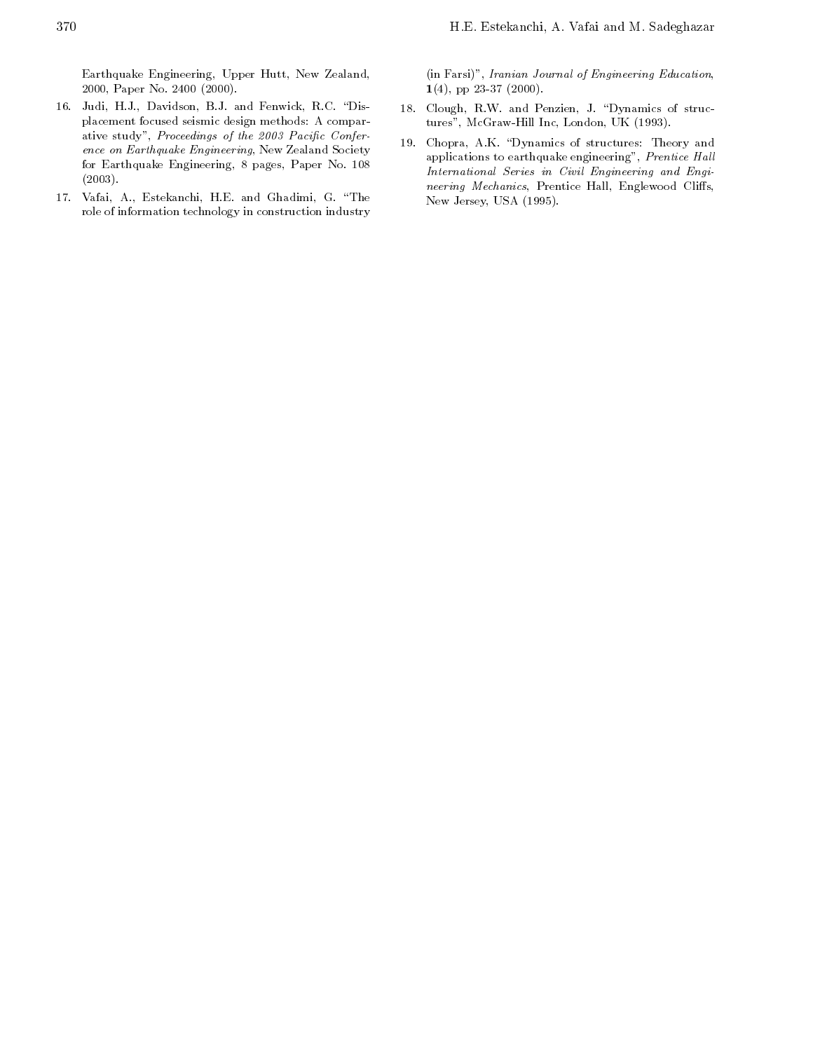Earthquake Engineering, Upper Hutt, New Zealand, 2000, Paper No. 2400 (2000).

16. Judi, H.J., Davidson, B.J. and Fenwick, R.C. "Displacement focused seismic design methods: A comparative study", *Proceedings of the 2003 Pacific Conference on Earthquake Engineering*, New Zealand Society for Earthquake Engineering, 8 pages, Paper No. 108 (2003).

17. Vafai, A., Estekanchi, H.E. and Ghadimi, G. "The role of information technology in construction industry (in Farsi)", *Iranian Journal of Engineering Education*, **1**(4), pp 23-37 (2000).

18. Clough, R.W. and Penzien, J. "Dynamics of structures", McGraw-Hill Inc, London, UK (1993).

19. Chopra, A.K. "Dynamics of structures: Theory and applications to earthquake engineering", *Prentice Hall International Series in Civil Engineering and Engineering Mechanics*, Prentice Hall, Englewood Cliffs, New Jersey, USA (1995).